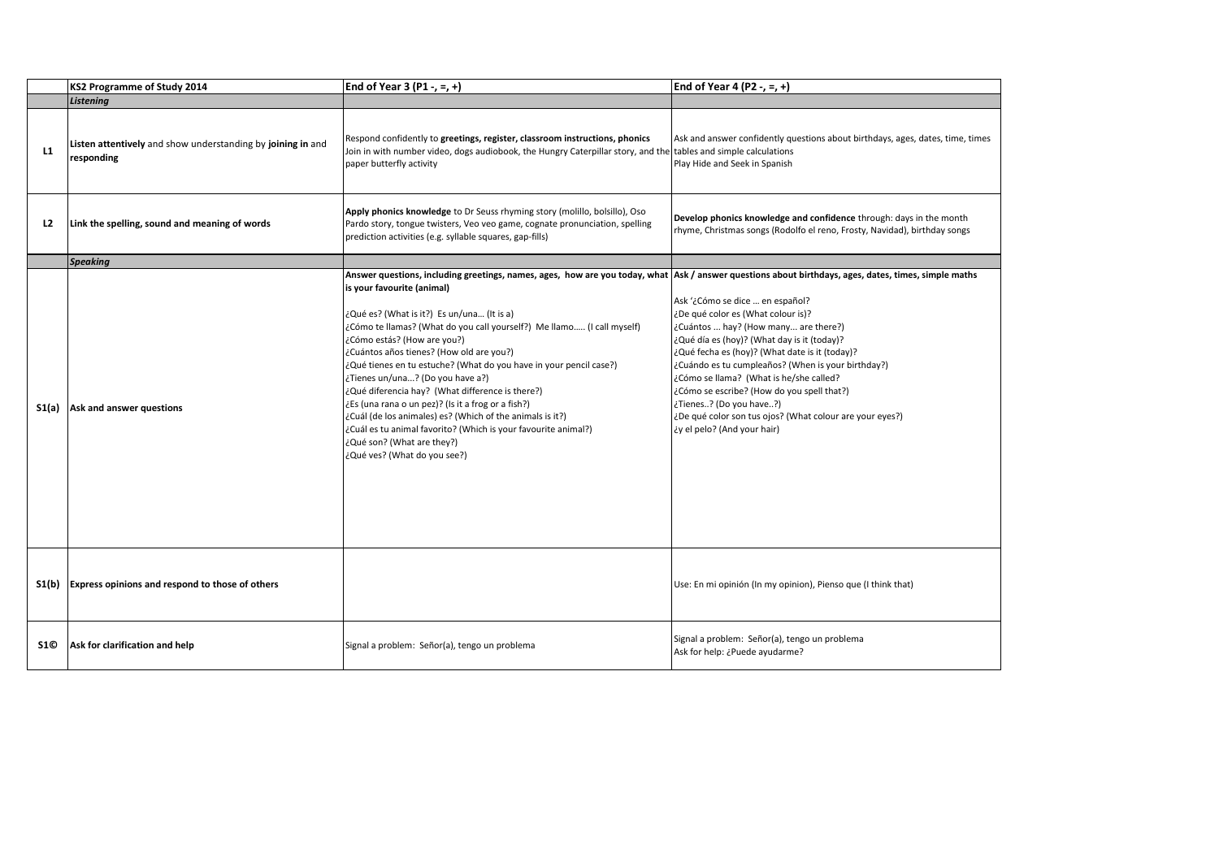| | KS2 Programme of Study 2014 | End of Year 3 (P1 -, =, +) | End of Year 4 (P2 -, =, +) |
|---|---|---|---|
| | ***Listening*** | | |
| **L1** | **Listen attentively** and show understanding by **joining in** and **responding** | Respond confidently to **greetings, register, classroom instructions, phonics**<br>Join in with number video, dogs audiobook, the Hungry Caterpillar story, and the paper butterfly activity | Ask and answer confidently questions about birthdays, ages, dates, time, times tables and simple calculations<br>Play Hide and Seek in Spanish |
| **L2** | **Link the spelling, sound and meaning of words** | **Apply phonics knowledge** to Dr Seuss rhyming story (molillo, bolsillo), Oso Pardo story, tongue twisters, Veo veo game, cognate pronunciation, spelling prediction activities (e.g. syllable squares, gap-fills) | **Develop phonics knowledge and confidence** through: days in the month rhyme, Christmas songs (Rodolfo el reno, Frosty, Navidad), birthday songs |
| | ***Speaking*** | | |
| **S1(a)** | **Ask and answer questions** | **Answer questions, including greetings, names, ages, how are you today, what is your favourite (animal)**<br><br>¿Qué es? (What is it?) Es un/una… (It is a)<br>¿Cómo te llamas? (What do you call yourself?) Me llamo….. (I call myself)<br>¿Cómo estás? (How are you?)<br>¿Cuántos años tienes? (How old are you?)<br>¿Qué tienes en tu estuche? (What do you have in your pencil case?)<br>¿Tienes un/una...? (Do you have a?)<br>¿Qué diferencia hay? (What difference is there?)<br>¿Es (una rana o un pez)? (Is it a frog or a fish?)<br>¿Cuál (de los animales) es? (Which of the animals is it?)<br>¿Cuál es tu animal favorito? (Which is your favourite animal?)<br>¿Qué son? (What are they?)<br>¿Qué ves? (What do you see?) | **Ask / answer questions about birthdays, ages, dates, times, simple maths**<br><br>Ask '¿Cómo se dice … en español?<br>¿De qué color es (What colour is)?<br>¿Cuántos ... hay? (How many... are there?)<br>¿Qué día es (hoy)? (What day is it (today)?<br>¿Qué fecha es (hoy)? (What date is it (today)?<br>¿Cuándo es tu cumpleaños? (When is your birthday?)<br>¿Cómo se llama? (What is he/she called?<br>¿Cómo se escribe? (How do you spell that?)<br>¿Tienes..? (Do you have..?)<br>¿De qué color son tus ojos? (What colour are your eyes?)<br>¿y el pelo? (And your hair) |
| **S1(b)** | **Express opinions and respond to those of others** | | Use: En mi opinión (In my opinion), Pienso que (I think that) |
| **S1©** | **Ask for clarification and help** | Signal a problem: Señor(a), tengo un problema | Signal a problem: Señor(a), tengo un problema<br>Ask for help: ¿Puede ayudarme? |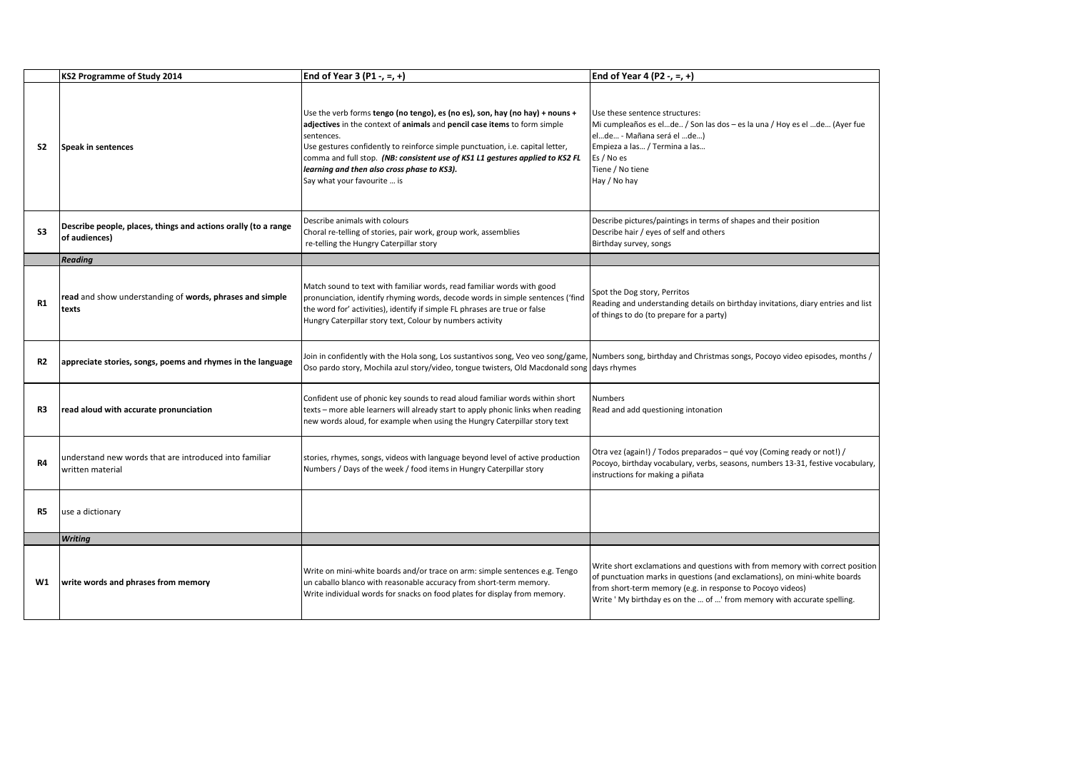|  | KS2 Programme of Study 2014 | End of Year 3 (P1 -, =, +) | End of Year 4 (P2 -, =, +) |
|---|---|---|---|
| **S2** | **Speak in sentences** | Use the verb forms **tengo (no tengo), es (no es), son, hay (no hay) + nouns + adjectives** in the context of **animals** and **pencil case items** to form simple sentences.<br>Use gestures confidently to reinforce simple punctuation, i.e. capital letter, comma and full stop. ***(NB: consistent use of KS1 L1 gestures applied to KS2 FL learning and then also cross phase to KS3).***<br>Say what your favourite … is | Use these sentence structures:<br>Mi cumpleaños es el…de.. / Son las dos – es la una / Hoy es el …de… (Ayer fue el…de… - Mañana será el …de…)<br>Empieza a las… / Termina a las…<br>Es / No es<br>Tiene / No tiene<br>Hay / No hay |
| **S3** | **Describe people, places, things and actions orally (to a range of audiences)** | Describe animals with colours<br>Choral re-telling of stories, pair work, group work, assemblies<br>re-telling the Hungry Caterpillar story | Describe pictures/paintings in terms of shapes and their position<br>Describe hair / eyes of self and others<br>Birthday survey, songs |
|  | ***Reading*** |  |  |
| **R1** | **read** and show understanding of **words, phrases and simple texts** | Match sound to text with familiar words, read familiar words with good pronunciation, identify rhyming words, decode words in simple sentences ('find the word for' activities), identify if simple FL phrases are true or false<br>Hungry Caterpillar story text, Colour by numbers activity | Spot the Dog story, Perritos<br>Reading and understanding details on birthday invitations, diary entries and list of things to do (to prepare for a party) |
| **R2** | **appreciate stories, songs, poems and rhymes in the language** | Join in confidently with the Hola song, Los sustantivos song, Veo veo song/game, Oso pardo story, Mochila azul story/video, tongue twisters, Old Macdonald song | Numbers song, birthday and Christmas songs, Pocoyo video episodes, months / days rhymes |
| **R3** | **read aloud with accurate pronunciation** | Confident use of phonic key sounds to read aloud familiar words within short texts – more able learners will already start to apply phonic links when reading new words aloud, for example when using the Hungry Caterpillar story text | Numbers<br>Read and add questioning intonation |
| **R4** | understand new words that are introduced into familiar written material | stories, rhymes, songs, videos with language beyond level of active production<br>Numbers / Days of the week / food items in Hungry Caterpillar story | Otra vez (again!) / Todos preparados – qué voy (Coming ready or not!) / Pocoyo, birthday vocabulary, verbs, seasons, numbers 13-31, festive vocabulary, instructions for making a piñata |
| **R5** | use a dictionary |  |  |
|  | ***Writing*** |  |  |
| **W1** | **write words and phrases from memory** | Write on mini-white boards and/or trace on arm: simple sentences e.g. Tengo un caballo blanco with reasonable accuracy from short-term memory.<br>Write individual words for snacks on food plates for display from memory. | Write short exclamations and questions with from memory with correct position of punctuation marks in questions (and exclamations), on mini-white boards from short-term memory (e.g. in response to Pocoyo videos)<br>Write ' My birthday es on the … of …' from memory with accurate spelling. |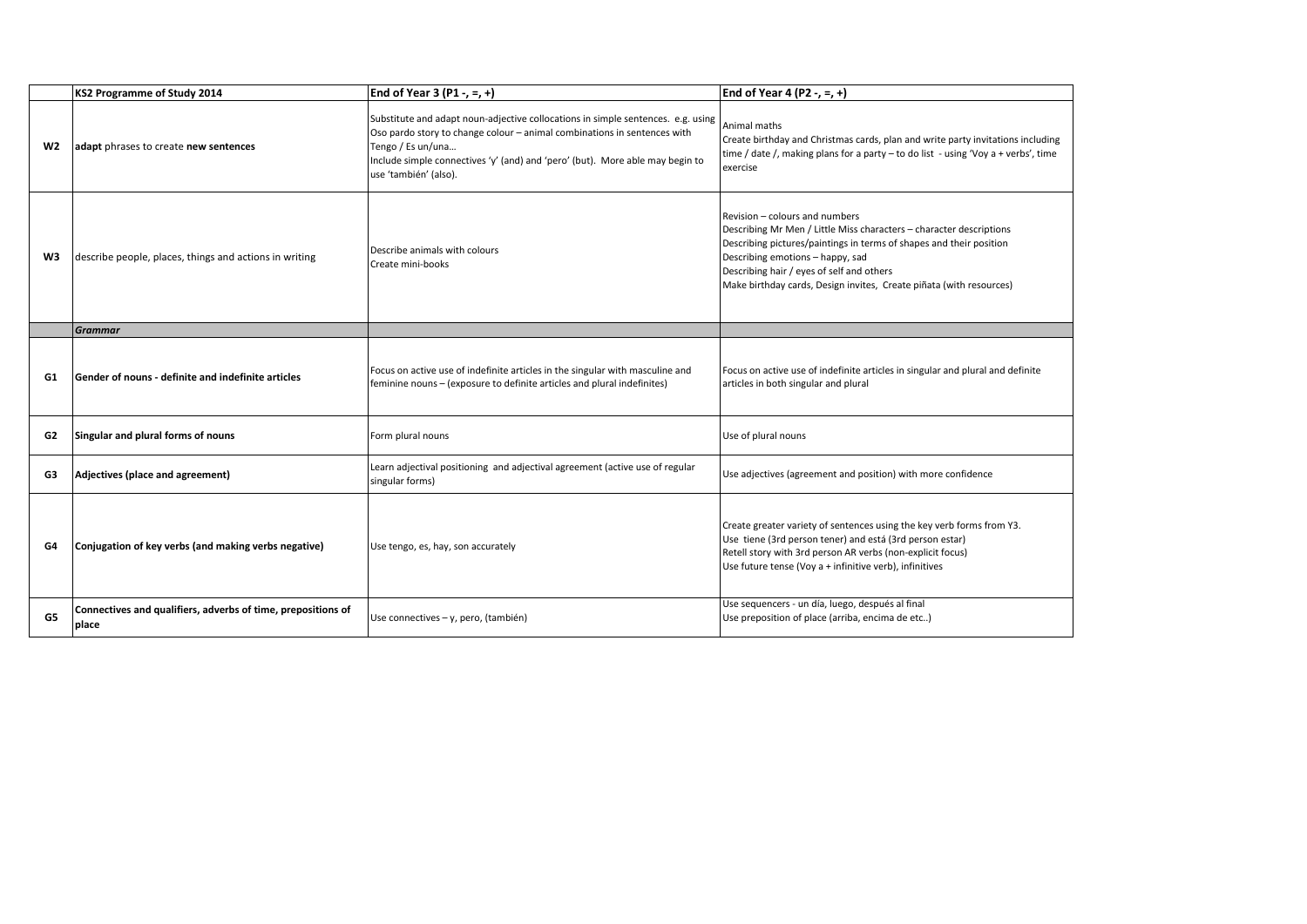| | KS2 Programme of Study 2014 | End of Year 3 (P1 -, =, +) | End of Year 4 (P2 -, =, +) |
|---|---|---|---|
| W2 | **adapt** phrases to create **new sentences** | Substitute and adapt noun-adjective collocations in simple sentences. e.g. using Oso pardo story to change colour – animal combinations in sentences with Tengo / Es un/una…<br>Include simple connectives 'y' (and) and 'pero' (but). More able may begin to use 'también' (also). | Animal maths<br>Create birthday and Christmas cards, plan and write party invitations including time / date /, making plans for a party – to do list - using 'Voy a + verbs', time exercise |
| W3 | describe people, places, things and actions in writing | Describe animals with colours<br>Create mini-books | Revision – colours and numbers<br>Describing Mr Men / Little Miss characters – character descriptions<br>Describing pictures/paintings in terms of shapes and their position<br>Describing emotions – happy, sad<br>Describing hair / eyes of self and others<br>Make birthday cards, Design invites, Create piñata (with resources) |
| | ***Grammar*** | | |
| G1 | **Gender of nouns - definite and indefinite articles** | Focus on active use of indefinite articles in the singular with masculine and feminine nouns – (exposure to definite articles and plural indefinites) | Focus on active use of indefinite articles in singular and plural and definite articles in both singular and plural |
| G2 | **Singular and plural forms of nouns** | Form plural nouns | Use of plural nouns |
| G3 | **Adjectives (place and agreement)** | Learn adjectival positioning and adjectival agreement (active use of regular singular forms) | Use adjectives (agreement and position) with more confidence |
| G4 | **Conjugation of key verbs (and making verbs negative)** | Use tengo, es, hay, son accurately | Create greater variety of sentences using the key verb forms from Y3.<br>Use tiene (3rd person tener) and está (3rd person estar)<br>Retell story with 3rd person AR verbs (non-explicit focus)<br>Use future tense (Voy a + infinitive verb), infinitives |
| G5 | **Connectives and qualifiers, adverbs of time, prepositions of place** | Use connectives – y, pero, (también) | Use sequencers - un día, luego, después al final<br>Use preposition of place (arriba, encima de etc..) |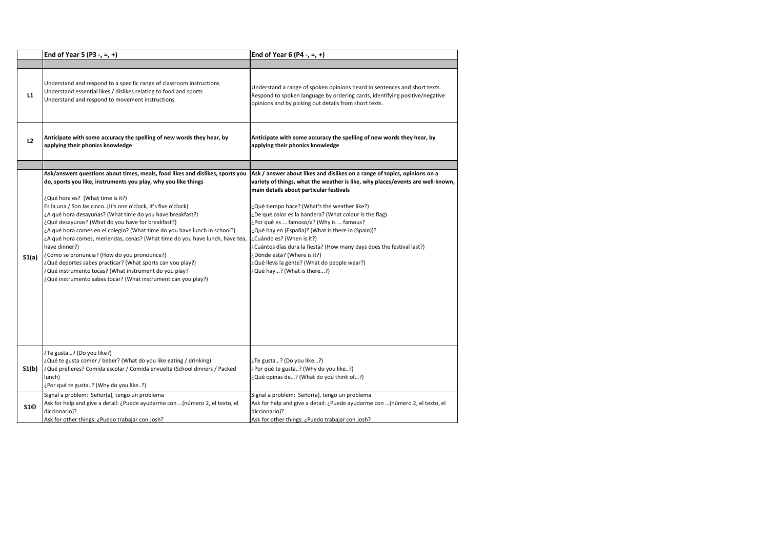| | End of Year 5 (P3 -, =, +) | End of Year 6 (P4 -, =, +) |
|---|---|---|
| | | |
| L1 | Understand and respond to a specific range of classroom instructions<br>Understand essential likes / dislikes relating to food and sports<br>Understand and respond to movement instructions | Understand a range of spoken opinions heard in sentences and short texts.<br>Respond to spoken language by ordering cards, identifying positive/negative opinions and by picking out details from short texts. |
| L2 | **Anticipate with some accuracy the spelling of new words they hear, by applying their phonics knowledge** | **Anticipate with some accuracy the spelling of new words they hear, by applying their phonics knowledge** |
| | | |
| S1(a) | **Ask/answers questions about times, meals, food likes and dislikes, sports you do, sports you like, instruments you play, why you like things**<br><br>¿Qué hora es? (What time is it?)<br>Es la una / Son las cinco..(It's one o'clock, It's five o'clock)<br>¿A qué hora desayunas? (What time do you have breakfast?)<br>¿Qué desayunas? (What do you have for breakfast?)<br>¿A qué hora comes en el colegio? (What time do you have lunch in school?)<br>¿A qué hora comes, meriendas, cenas? (What time do you have lunch, have tea, have dinner?)<br>¿Cómo se pronuncia? (How do you pronounce?)<br>¿Qué deportes sabes practicar? (What sports can you play?)<br>¿Qué instrumento tocas? (What instrument do you play?<br>¿Qué instrumento sabes tocar? (What instrument can you play?) | **Ask / answer about likes and dislikes on a range of topics, opinions on a variety of things, what the weather is like, why places/events are well-known, main details about particular festivals**<br><br>¿Qué tiempo hace? (What's the weather like?)<br>¿De qué color es la bandera? (What colour is the flag)<br>¿Por qué es ... famoso/a? (Why is ... famous?<br>¿Qué hay en (España)? (What is there in (Spain))?<br>¿Cuándo es? (When is it?)<br>¿Cuántos días dura la fiesta? (How many days does the festival last?)<br>¿Dónde está? (Where is it?)<br>¿Qué lleva la gente? (What do people wear?)<br>¿Qué hay...? (What is there...?) |
| S1(b) | ¿Te gusta…? (Do you like?)<br>¿Qué te gusta comer / beber? (What do you like eating / drinking)<br>¿Qué prefieres? Comida escolar / Comida envuelta (School dinners / Packed lunch)<br>¿Por qué te gusta..? (Why do you like..?) | ¿Te gusta…? (Do you like…?)<br>¿Por qué te gusta..? (Why do you like..?)<br>¿Qué opinas de…? (What do you think of…?) |
| S1© | Signal a problem: Señor(a), tengo un problema<br>Ask for help and give a detail: ¿Puede ayudarme con …(número 2, el texto, el diccionario)?<br>Ask for other things: ¿Puedo trabajar con Josh? | Signal a problem: Señor(a), tengo un problema<br>Ask for help and give a detail: ¿Puede ayudarme con …(número 2, el texto, el diccionario)?<br>Ask for other things: ¿Puedo trabajar con Josh? |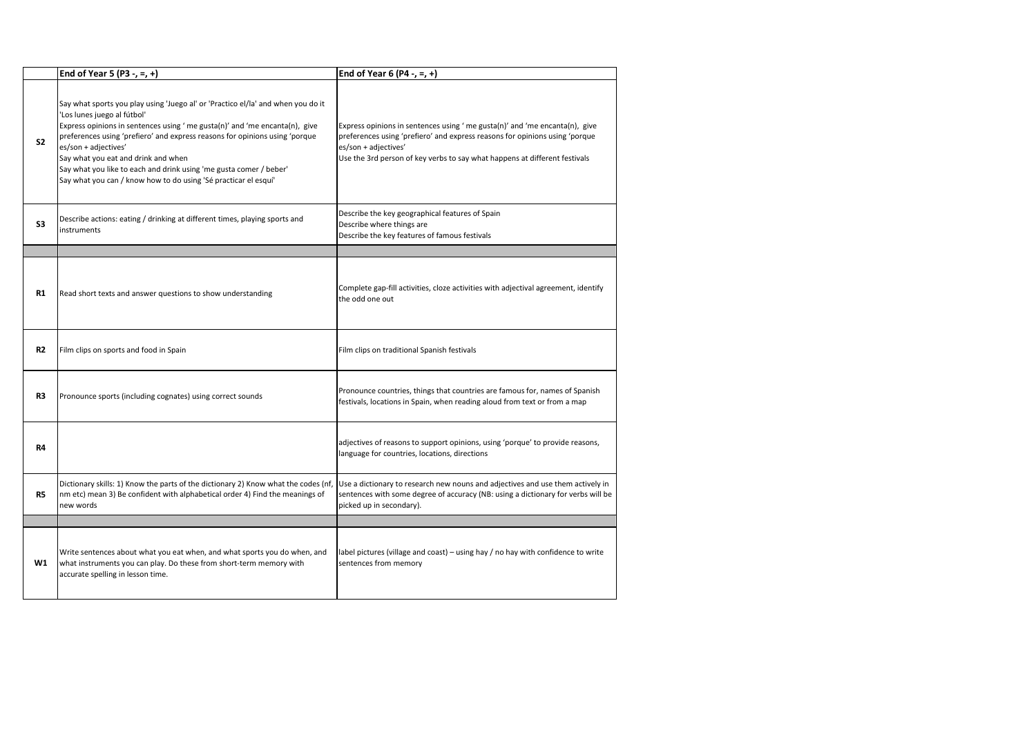| | End of Year 5 (P3 -, =, +) | End of Year 6 (P4 -, =, +) |
|---|---|---|
| S2 | Say what sports you play using 'Juego al' or 'Practico el/la' and when you do it 'Los lunes juego al fútbol'<br>Express opinions in sentences using ' me gusta(n)' and 'me encanta(n), give preferences using 'prefiero' and express reasons for opinions using 'porque es/son + adjectives'<br>Say what you eat and drink and when<br>Say what you like to each and drink using 'me gusta comer / beber'<br>Say what you can / know how to do using 'Sé practicar el esquí' | Express opinions in sentences using ' me gusta(n)' and 'me encanta(n), give preferences using 'prefiero' and express reasons for opinions using 'porque es/son + adjectives'<br>Use the 3rd person of key verbs to say what happens at different festivals |
| S3 | Describe actions: eating / drinking at different times, playing sports and instruments | Describe the key geographical features of Spain<br>Describe where things are<br>Describe the key features of famous festivals |
| | | |
| R1 | Read short texts and answer questions to show understanding | Complete gap-fill activities, cloze activities with adjectival agreement, identify the odd one out |
| R2 | Film clips on sports and food in Spain | Film clips on traditional Spanish festivals |
| R3 | Pronounce sports (including cognates) using correct sounds | Pronounce countries, things that countries are famous for, names of Spanish festivals, locations in Spain, when reading aloud from text or from a map |
| R4 | | adjectives of reasons to support opinions, using 'porque' to provide reasons, language for countries, locations, directions |
| R5 | Dictionary skills: 1) Know the parts of the dictionary 2) Know what the codes (nf, nm etc) mean 3) Be confident with alphabetical order 4) Find the meanings of new words | Use a dictionary to research new nouns and adjectives and use them actively in sentences with some degree of accuracy (NB: using a dictionary for verbs will be picked up in secondary). |
| | | |
| W1 | Write sentences about what you eat when, and what sports you do when, and what instruments you can play. Do these from short-term memory with accurate spelling in lesson time. | label pictures (village and coast) – using hay / no hay with confidence to write sentences from memory |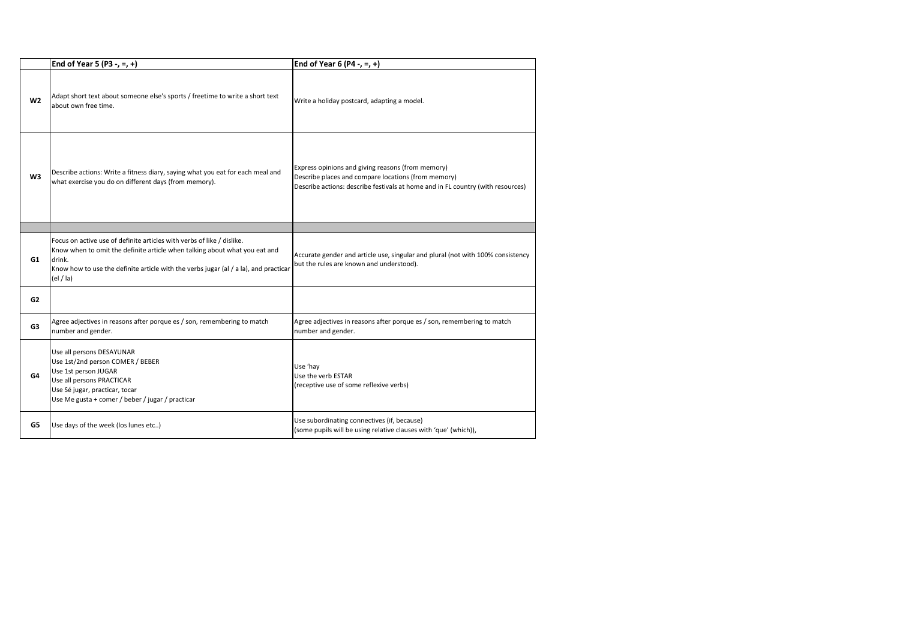| | End of Year 5 (P3 -, =, +) | End of Year 6 (P4 -, =, +) |
|---|---|---|
| **W2** | Adapt short text about someone else's sports / freetime to write a short text about own free time. | Write a holiday postcard, adapting a model. |
| **W3** | Describe actions: Write a fitness diary, saying what you eat for each meal and what exercise you do on different days (from memory). | Express opinions and giving reasons (from memory)<br>Describe places and compare locations (from memory)<br>Describe actions: describe festivals at home and in FL country (with resources) |
| | | |
| **G1** | Focus on active use of definite articles with verbs of like / dislike.<br>Know when to omit the definite article when talking about what you eat and drink.<br>Know how to use the definite article with the verbs jugar (al / a la), and practicar (el / la) | Accurate gender and article use, singular and plural (not with 100% consistency but the rules are known and understood). |
| **G2** | | |
| **G3** | Agree adjectives in reasons after porque es / son, remembering to match number and gender. | Agree adjectives in reasons after porque es / son, remembering to match number and gender. |
| **G4** | Use all persons DESAYUNAR<br>Use 1st/2nd person COMER / BEBER<br>Use 1st person JUGAR<br>Use all persons PRACTICAR<br>Use Sé jugar, practicar, tocar<br>Use Me gusta + comer / beber / jugar / practicar | Use 'hay<br>Use the verb ESTAR<br>(receptive use of some reflexive verbs) |
| **G5** | Use days of the week (los lunes etc..) | Use subordinating connectives (if, because)<br>(some pupils will be using relative clauses with 'que' (which)), |